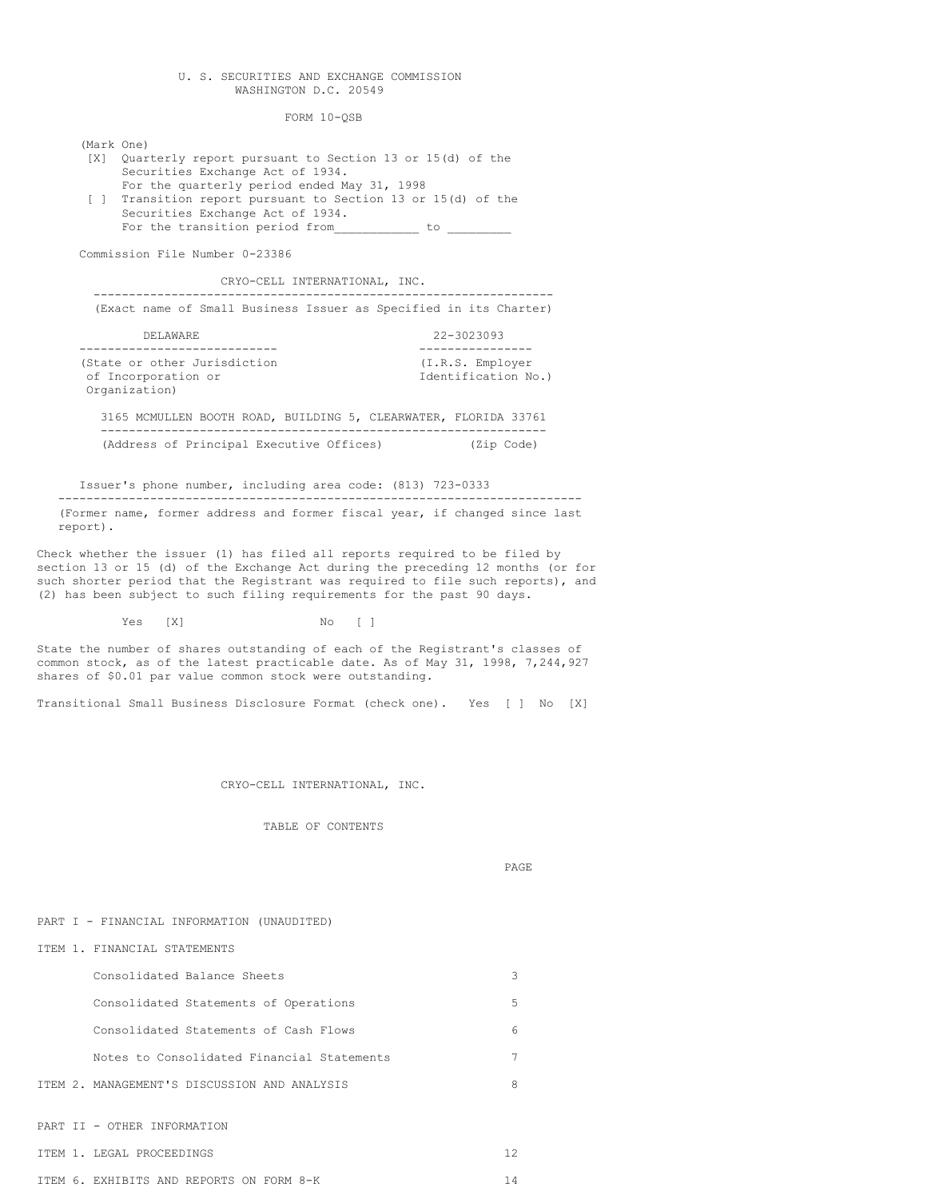U. S. SECURITIES AND EXCHANGE COMMISSION
WASHINGTON D.C. 20549

FORM 10-QSB

(Mark One)

[X] Quarterly report pursuant to Section 13 or 15(d) of the Securities Exchange Act of 1934.
For the quarterly period ended May 31, 1998

[ ] Transition report pursuant to Section 13 or 15(d) of the Securities Exchange Act of 1934.
For the transition period from___________ to _________

Commission File Number 0-23386

CRYO-CELL INTERNATIONAL, INC.
(Exact name of Small Business Issuer as Specified in its Charter)

| DELAWARE | 22-3023093 |
|---|---|
| (State or other Jurisdiction of Incorporation or Organization) | (I.R.S. Employer Identification No.) |

3165 MCMULLEN BOOTH ROAD, BUILDING 5, CLEARWATER, FLORIDA 33761
(Address of Principal Executive Offices) (Zip Code)

Issuer's phone number, including area code: (813) 723-0333

(Former name, former address and former fiscal year, if changed since last report).

Check whether the issuer (1) has filed all reports required to be filed by section 13 or 15 (d) of the Exchange Act during the preceding 12 months (or for such shorter period that the Registrant was required to file such reports), and (2) has been subject to such filing requirements for the past 90 days.

Yes [X] No [ ]

State the number of shares outstanding of each of the Registrant's classes of common stock, as of the latest practicable date. As of May 31, 1998, 7,244,927 shares of $0.01 par value common stock were outstanding.

Transitional Small Business Disclosure Format (check one). Yes [ ] No [X]

CRYO-CELL INTERNATIONAL, INC.

TABLE OF CONTENTS

| | PAGE |
|---|---|
| PART I - FINANCIAL INFORMATION (UNAUDITED) | |
| ITEM 1. FINANCIAL STATEMENTS | |
| Consolidated Balance Sheets | 3 |
| Consolidated Statements of Operations | 5 |
| Consolidated Statements of Cash Flows | 6 |
| Notes to Consolidated Financial Statements | 7 |
| ITEM 2. MANAGEMENT'S DISCUSSION AND ANALYSIS | 8 |
| PART II - OTHER INFORMATION | |
| ITEM 1. LEGAL PROCEEDINGS | 12 |
| ITEM 6. EXHIBITS AND REPORTS ON FORM 8-K | 14 |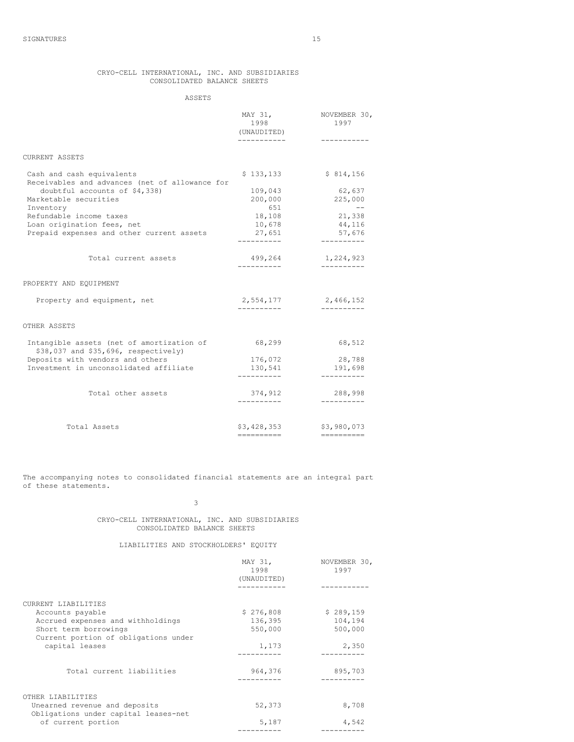SIGNATURES 15

CRYO-CELL INTERNATIONAL, INC. AND SUBSIDIARIES
CONSOLIDATED BALANCE SHEETS

ASSETS

| | MAY 31, 1998 (UNAUDITED) | NOVEMBER 30, 1997 |
|---|---|---|
| **CURRENT ASSETS** | | |
| Cash and cash equivalents | $ 133,133 | $ 814,156 |
| Receivables and advances (net of allowance for doubtful accounts of $4,338) | 109,043 | 62,637 |
| Marketable securities | 200,000 | 225,000 |
| Inventory | 651 | -- |
| Refundable income taxes | 18,108 | 21,338 |
| Loan origination fees, net | 10,678 | 44,116 |
| Prepaid expenses and other current assets | 27,651 | 57,676 |
| Total current assets | 499,264 | 1,224,923 |
| **PROPERTY AND EQUIPMENT** | | |
| Property and equipment, net | 2,554,177 | 2,466,152 |
| **OTHER ASSETS** | | |
| Intangible assets (net of amortization of $38,037 and $35,696, respectively) | 68,299 | 68,512 |
| Deposits with vendors and others | 176,072 | 28,788 |
| Investment in unconsolidated affiliate | 130,541 | 191,698 |
| Total other assets | 374,912 | 288,998 |
| Total Assets | $3,428,353 | $3,980,073 |

The accompanying notes to consolidated financial statements are an integral part of these statements.

CRYO-CELL INTERNATIONAL, INC. AND SUBSIDIARIES
CONSOLIDATED BALANCE SHEETS

LIABILITIES AND STOCKHOLDERS' EQUITY

| | MAY 31, 1998 (UNAUDITED) | NOVEMBER 30, 1997 |
|---|---|---|
| **CURRENT LIABILITIES** | | |
| Accounts payable | $ 276,808 | $ 289,159 |
| Accrued expenses and withholdings | 136,395 | 104,194 |
| Short term borrowings | 550,000 | 500,000 |
| Current portion of obligations under capital leases | 1,173 | 2,350 |
| Total current liabilities | 964,376 | 895,703 |
| **OTHER LIABILITIES** | | |
| Unearned revenue and deposits | 52,373 | 8,708 |
| Obligations under capital leases-net of current portion | 5,187 | 4,542 |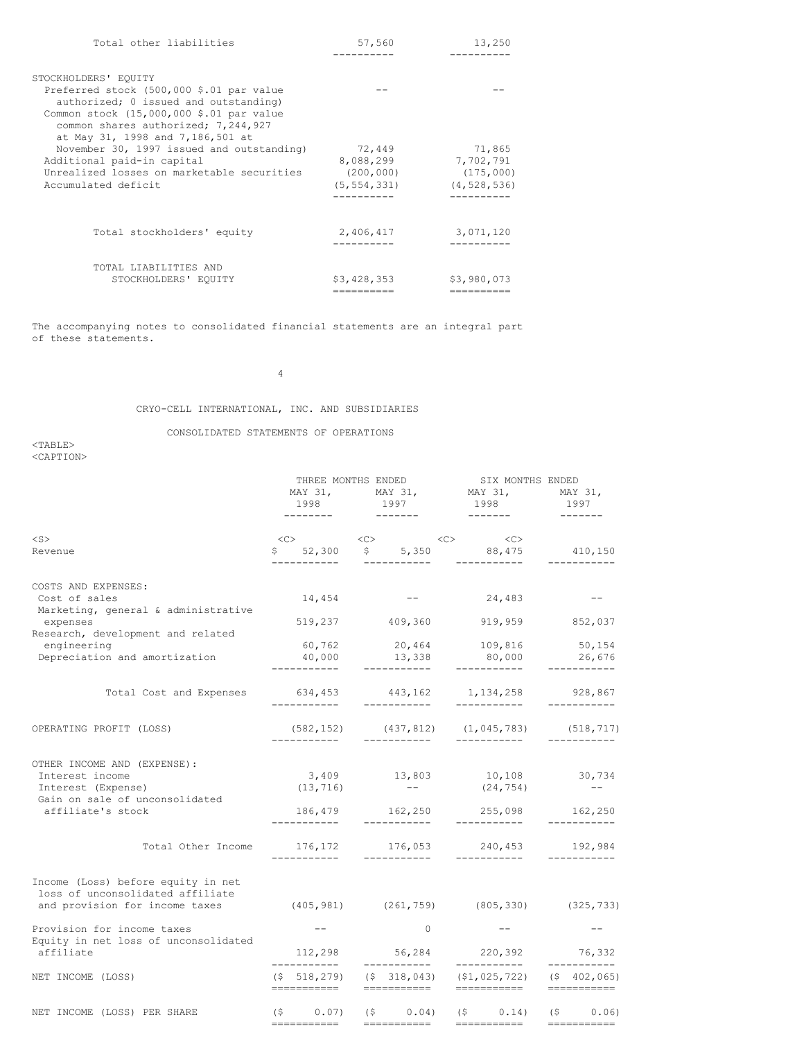| | | |
|---|---|---|
| Total other liabilities | 57,560 | 13,250 |
| STOCKHOLDERS' EQUITY | | |
| Preferred stock (500,000 $.01 par value authorized; 0 issued and outstanding) | -- | -- |
| Common stock (15,000,000 $.01 par value common shares authorized; 7,244,927 at May 31, 1998 and 7,186,501 at November 30, 1997 issued and outstanding) | 72,449 | 71,865 |
| Additional paid-in capital | 8,088,299 | 7,702,791 |
| Unrealized losses on marketable securities | (200,000) | (175,000) |
| Accumulated deficit | (5,554,331) | (4,528,536) |
| Total stockholders' equity | 2,406,417 | 3,071,120 |
| TOTAL LIABILITIES AND STOCKHOLDERS' EQUITY | $3,428,353 | $3,980,073 |

The accompanying notes to consolidated financial statements are an integral part of these statements.

CRYO-CELL INTERNATIONAL, INC. AND SUBSIDIARIES

CONSOLIDATED STATEMENTS OF OPERATIONS

| | THREE MONTHS ENDED | | SIX MONTHS ENDED | |
|---|---|---|---|---|
| | MAY 31, 1998 | MAY 31, 1997 | MAY 31, 1998 | MAY 31, 1997 |
| Revenue | $ 52,300 | $ 5,350 | 88,475 | 410,150 |
| COSTS AND EXPENSES: | | | | |
| Cost of sales | 14,454 | -- | 24,483 | -- |
| Marketing, general & administrative expenses | 519,237 | 409,360 | 919,959 | 852,037 |
| Research, development and related engineering | 60,762 | 20,464 | 109,816 | 50,154 |
| Depreciation and amortization | 40,000 | 13,338 | 80,000 | 26,676 |
| Total Cost and Expenses | 634,453 | 443,162 | 1,134,258 | 928,867 |
| OPERATING PROFIT (LOSS) | (582,152) | (437,812) | (1,045,783) | (518,717) |
| OTHER INCOME AND (EXPENSE): | | | | |
| Interest income | 3,409 | 13,803 | 10,108 | 30,734 |
| Interest (Expense) | (13,716) | -- | (24,754) | -- |
| Gain on sale of unconsolidated affiliate's stock | 186,479 | 162,250 | 255,098 | 162,250 |
| Total Other Income | 176,172 | 176,053 | 240,453 | 192,984 |
| Income (Loss) before equity in net loss of unconsolidated affiliate and provision for income taxes | (405,981) | (261,759) | (805,330) | (325,733) |
| Provision for income taxes | -- | 0 | -- | -- |
| Equity in net loss of unconsolidated affiliate | 112,298 | 56,284 | 220,392 | 76,332 |
| NET INCOME (LOSS) | ($ 518,279) | ($ 318,043) | ($1,025,722) | ($ 402,065) |
| NET INCOME (LOSS) PER SHARE | ($ 0.07) | ($ 0.04) | ($ 0.14) | ($ 0.06) |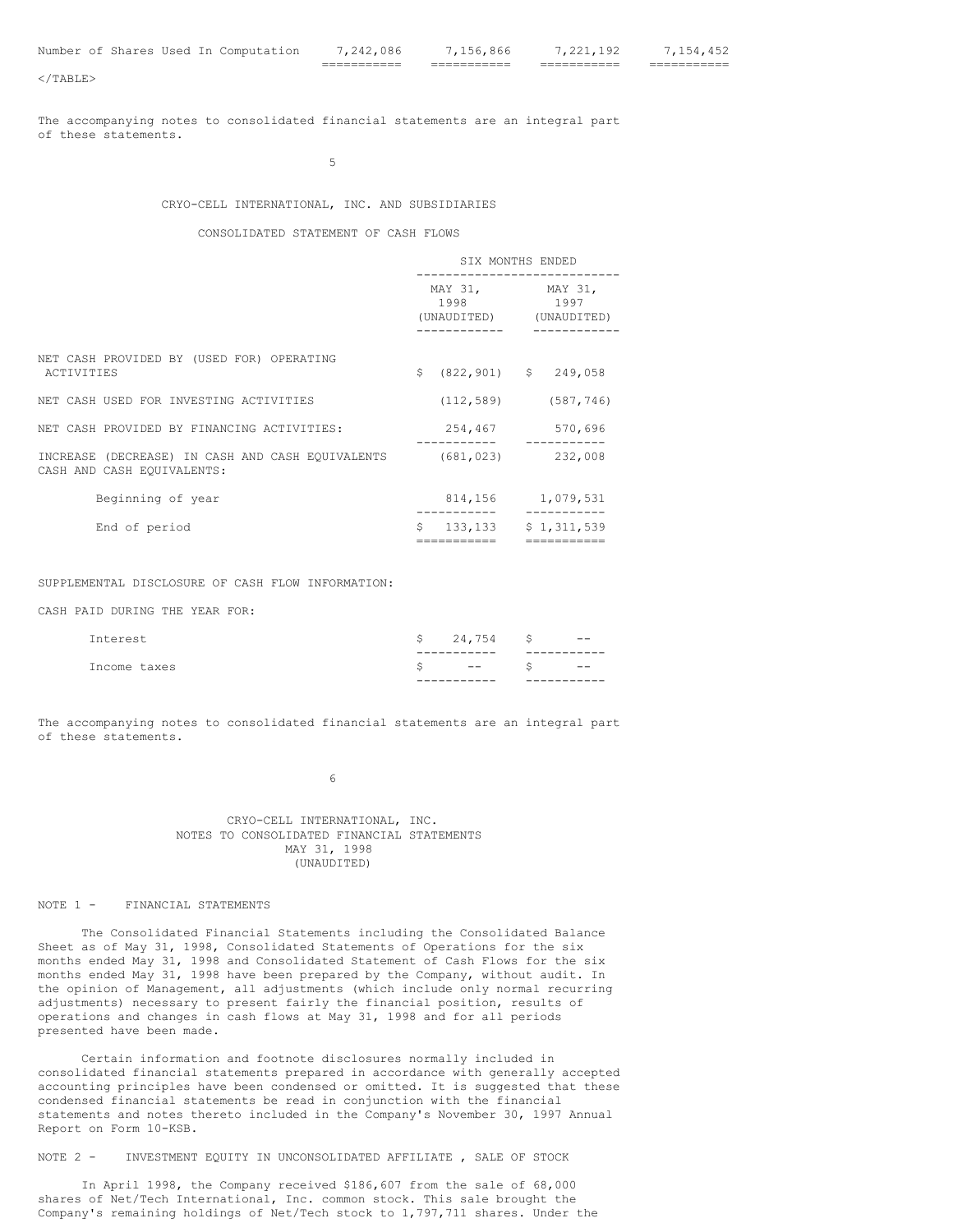| Number of Shares Used In Computation | 7,242,086 | 7,156,866 | 7,221,192 | 7,154,452 |
|---|---|---|---|---|

The accompanying notes to consolidated financial statements are an integral part of these statements.

CRYO-CELL INTERNATIONAL, INC. AND SUBSIDIARIES

CONSOLIDATED STATEMENT OF CASH FLOWS

| | SIX MONTHS ENDED | |
|---|---|---|
| | MAY 31, 1998 (UNAUDITED) | MAY 31, 1997 (UNAUDITED) |
| NET CASH PROVIDED BY (USED FOR) OPERATING ACTIVITIES | $ (822,901) | $ 249,058 |
| NET CASH USED FOR INVESTING ACTIVITIES | (112,589) | (587,746) |
| NET CASH PROVIDED BY FINANCING ACTIVITIES: | 254,467 | 570,696 |
| INCREASE (DECREASE) IN CASH AND CASH EQUIVALENTS | (681,023) | 232,008 |
| CASH AND CASH EQUIVALENTS: | | |
| Beginning of year | 814,156 | 1,079,531 |
| End of period | $ 133,133 | $ 1,311,539 |

SUPPLEMENTAL DISCLOSURE OF CASH FLOW INFORMATION:

CASH PAID DURING THE YEAR FOR:

| | | |
|---|---|---|
| Interest | $ 24,754 | $ -- |
| Income taxes | $ -- | $ -- |

The accompanying notes to consolidated financial statements are an integral part of these statements.

CRYO-CELL INTERNATIONAL, INC.
NOTES TO CONSOLIDATED FINANCIAL STATEMENTS
MAY 31, 1998
(UNAUDITED)

NOTE 1 - FINANCIAL STATEMENTS

The Consolidated Financial Statements including the Consolidated Balance Sheet as of May 31, 1998, Consolidated Statements of Operations for the six months ended May 31, 1998 and Consolidated Statement of Cash Flows for the six months ended May 31, 1998 have been prepared by the Company, without audit. In the opinion of Management, all adjustments (which include only normal recurring adjustments) necessary to present fairly the financial position, results of operations and changes in cash flows at May 31, 1998 and for all periods presented have been made.

Certain information and footnote disclosures normally included in consolidated financial statements prepared in accordance with generally accepted accounting principles have been condensed or omitted. It is suggested that these condensed financial statements be read in conjunction with the financial statements and notes thereto included in the Company's November 30, 1997 Annual Report on Form 10-KSB.

NOTE 2 - INVESTMENT EQUITY IN UNCONSOLIDATED AFFILIATE , SALE OF STOCK

In April 1998, the Company received $186,607 from the sale of 68,000 shares of Net/Tech International, Inc. common stock. This sale brought the Company's remaining holdings of Net/Tech stock to 1,797,711 shares. Under the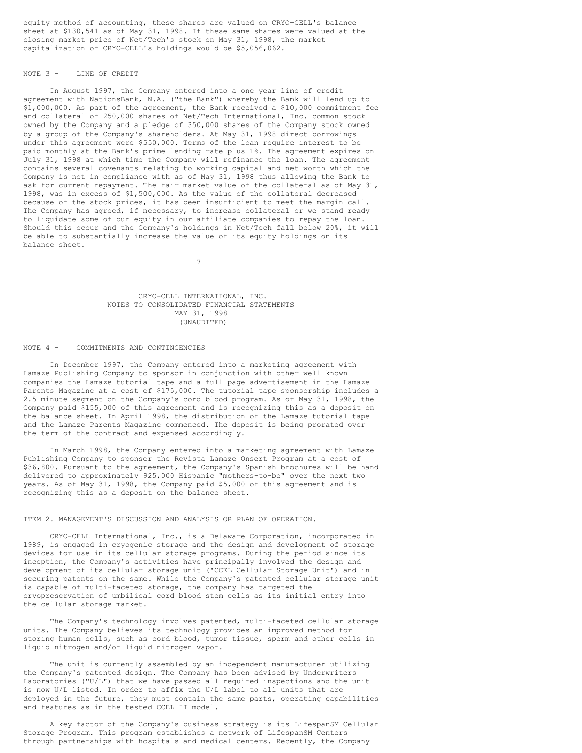equity method of accounting, these shares are valued on CRYO-CELL's balance sheet at $130,541 as of May 31, 1998. If these same shares were valued at the closing market price of Net/Tech's stock on May 31, 1998, the market capitalization of CRYO-CELL's holdings would be $5,056,062.

NOTE 3 - LINE OF CREDIT

In August 1997, the Company entered into a one year line of credit agreement with NationsBank, N.A. ("the Bank") whereby the Bank will lend up to $1,000,000. As part of the agreement, the Bank received a $10,000 commitment fee and collateral of 250,000 shares of Net/Tech International, Inc. common stock owned by the Company and a pledge of 350,000 shares of the Company stock owned by a group of the Company's shareholders. At May 31, 1998 direct borrowings under this agreement were $550,000. Terms of the loan require interest to be paid monthly at the Bank's prime lending rate plus 1%. The agreement expires on July 31, 1998 at which time the Company will refinance the loan. The agreement contains several covenants relating to working capital and net worth which the Company is not in compliance with as of May 31, 1998 thus allowing the Bank to ask for current repayment. The fair market value of the collateral as of May 31, 1998, was in excess of $1,500,000. As the value of the collateral decreased because of the stock prices, it has been insufficient to meet the margin call. The Company has agreed, if necessary, to increase collateral or we stand ready to liquidate some of our equity in our affiliate companies to repay the loan. Should this occur and the Company's holdings in Net/Tech fall below 20%, it will be able to substantially increase the value of its equity holdings on its balance sheet.

CRYO-CELL INTERNATIONAL, INC.
NOTES TO CONSOLIDATED FINANCIAL STATEMENTS
MAY 31, 1998
(UNAUDITED)

NOTE 4 - COMMITMENTS AND CONTINGENCIES

In December 1997, the Company entered into a marketing agreement with Lamaze Publishing Company to sponsor in conjunction with other well known companies the Lamaze tutorial tape and a full page advertisement in the Lamaze Parents Magazine at a cost of $175,000. The tutorial tape sponsorship includes a 2.5 minute segment on the Company's cord blood program. As of May 31, 1998, the Company paid $155,000 of this agreement and is recognizing this as a deposit on the balance sheet. In April 1998, the distribution of the Lamaze tutorial tape and the Lamaze Parents Magazine commenced. The deposit is being prorated over the term of the contract and expensed accordingly.

In March 1998, the Company entered into a marketing agreement with Lamaze Publishing Company to sponsor the Revista Lamaze Onsert Program at a cost of $36,800. Pursuant to the agreement, the Company's Spanish brochures will be hand delivered to approximately 925,000 Hispanic "mothers-to-be" over the next two years. As of May 31, 1998, the Company paid $5,000 of this agreement and is recognizing this as a deposit on the balance sheet.

## ITEM 2. MANAGEMENT'S DISCUSSION AND ANALYSIS OR PLAN OF OPERATION.

CRYO-CELL International, Inc., is a Delaware Corporation, incorporated in 1989, is engaged in cryogenic storage and the design and development of storage devices for use in its cellular storage programs. During the period since its inception, the Company's activities have principally involved the design and development of its cellular storage unit ("CCEL Cellular Storage Unit") and in securing patents on the same. While the Company's patented cellular storage unit is capable of multi-faceted storage, the company has targeted the cryopreservation of umbilical cord blood stem cells as its initial entry into the cellular storage market.

The Company's technology involves patented, multi-faceted cellular storage units. The Company believes its technology provides an improved method for storing human cells, such as cord blood, tumor tissue, sperm and other cells in liquid nitrogen and/or liquid nitrogen vapor.

The unit is currently assembled by an independent manufacturer utilizing the Company's patented design. The Company has been advised by Underwriters Laboratories ("U/L") that we have passed all required inspections and the unit is now U/L listed. In order to affix the U/L label to all units that are deployed in the future, they must contain the same parts, operating capabilities and features as in the tested CCEL II model.

A key factor of the Company's business strategy is its LifespanSM Cellular Storage Program. This program establishes a network of LifespanSM Centers through partnerships with hospitals and medical centers. Recently, the Company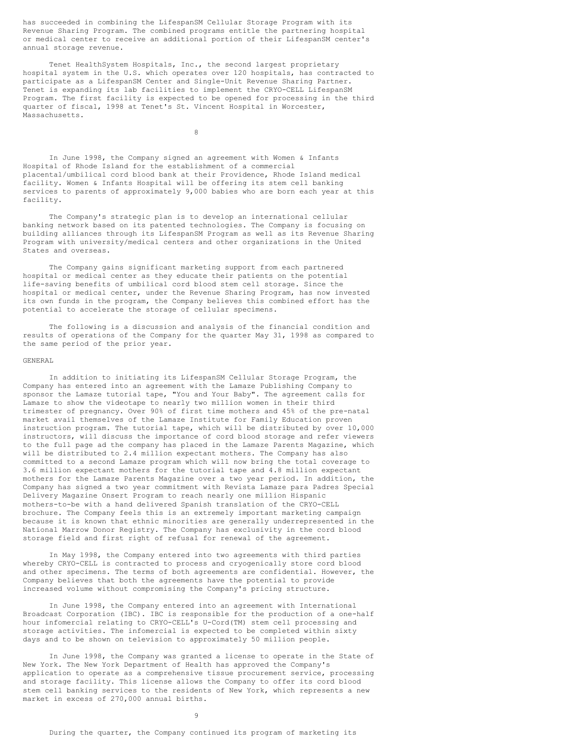has succeeded in combining the LifespanSM Cellular Storage Program with its Revenue Sharing Program. The combined programs entitle the partnering hospital or medical center to receive an additional portion of their LifespanSM center's annual storage revenue.

Tenet HealthSystem Hospitals, Inc., the second largest proprietary hospital system in the U.S. which operates over 120 hospitals, has contracted to participate as a LifespanSM Center and Single-Unit Revenue Sharing Partner. Tenet is expanding its lab facilities to implement the CRYO-CELL LifespanSM Program. The first facility is expected to be opened for processing in the third quarter of fiscal, 1998 at Tenet's St. Vincent Hospital in Worcester, Massachusetts.

In June 1998, the Company signed an agreement with Women & Infants Hospital of Rhode Island for the establishment of a commercial placental/umbilical cord blood bank at their Providence, Rhode Island medical facility. Women & Infants Hospital will be offering its stem cell banking services to parents of approximately 9,000 babies who are born each year at this facility.

The Company's strategic plan is to develop an international cellular banking network based on its patented technologies. The Company is focusing on building alliances through its LifespanSM Program as well as its Revenue Sharing Program with university/medical centers and other organizations in the United States and overseas.

The Company gains significant marketing support from each partnered hospital or medical center as they educate their patients on the potential life-saving benefits of umbilical cord blood stem cell storage. Since the hospital or medical center, under the Revenue Sharing Program, has now invested its own funds in the program, the Company believes this combined effort has the potential to accelerate the storage of cellular specimens.

The following is a discussion and analysis of the financial condition and results of operations of the Company for the quarter May 31, 1998 as compared to the same period of the prior year.

GENERAL

In addition to initiating its LifespanSM Cellular Storage Program, the Company has entered into an agreement with the Lamaze Publishing Company to sponsor the Lamaze tutorial tape, "You and Your Baby". The agreement calls for Lamaze to show the videotape to nearly two million women in their third trimester of pregnancy. Over 90% of first time mothers and 45% of the pre-natal market avail themselves of the Lamaze Institute for Family Education proven instruction program. The tutorial tape, which will be distributed by over 10,000 instructors, will discuss the importance of cord blood storage and refer viewers to the full page ad the company has placed in the Lamaze Parents Magazine, which will be distributed to 2.4 million expectant mothers. The Company has also committed to a second Lamaze program which will now bring the total coverage to 3.6 million expectant mothers for the tutorial tape and 4.8 million expectant mothers for the Lamaze Parents Magazine over a two year period. In addition, the Company has signed a two year commitment with Revista Lamaze para Padres Special Delivery Magazine Onsert Program to reach nearly one million Hispanic mothers-to-be with a hand delivered Spanish translation of the CRYO-CELL brochure. The Company feels this is an extremely important marketing campaign because it is known that ethnic minorities are generally underrepresented in the National Marrow Donor Registry. The Company has exclusivity in the cord blood storage field and first right of refusal for renewal of the agreement.

In May 1998, the Company entered into two agreements with third parties whereby CRYO-CELL is contracted to process and cryogenically store cord blood and other specimens. The terms of both agreements are confidential. However, the Company believes that both the agreements have the potential to provide increased volume without compromising the Company's pricing structure.

In June 1998, the Company entered into an agreement with International Broadcast Corporation (IBC). IBC is responsible for the production of a one-half hour infomercial relating to CRYO-CELL's U-Cord(TM) stem cell processing and storage activities. The infomercial is expected to be completed within sixty days and to be shown on television to approximately 50 million people.

In June 1998, the Company was granted a license to operate in the State of New York. The New York Department of Health has approved the Company's application to operate as a comprehensive tissue procurement service, processing and storage facility. This license allows the Company to offer its cord blood stem cell banking services to the residents of New York, which represents a new market in excess of 270,000 annual births.

During the quarter, the Company continued its program of marketing its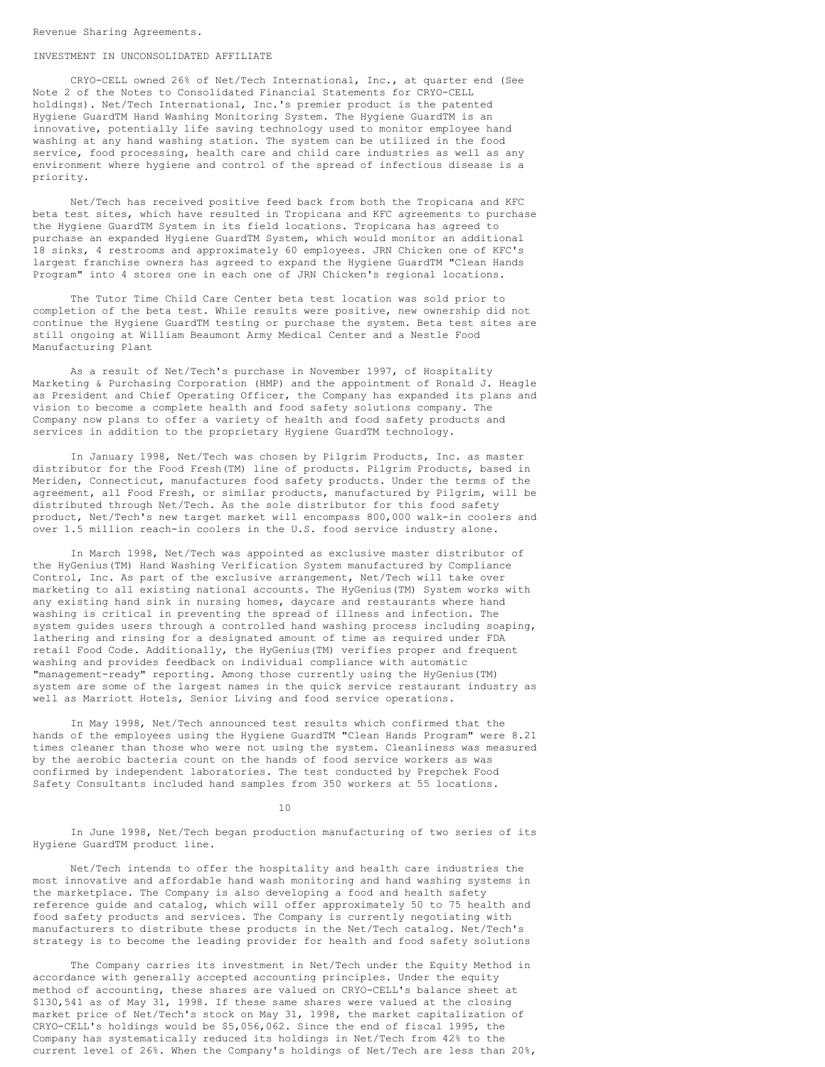Revenue Sharing Agreements.

INVESTMENT IN UNCONSOLIDATED AFFILIATE

CRYO-CELL owned 26% of Net/Tech International, Inc., at quarter end (See Note 2 of the Notes to Consolidated Financial Statements for CRYO-CELL holdings). Net/Tech International, Inc.'s premier product is the patented Hygiene GuardTM Hand Washing Monitoring System. The Hygiene GuardTM is an innovative, potentially life saving technology used to monitor employee hand washing at any hand washing station. The system can be utilized in the food service, food processing, health care and child care industries as well as any environment where hygiene and control of the spread of infectious disease is a priority.

Net/Tech has received positive feed back from both the Tropicana and KFC beta test sites, which have resulted in Tropicana and KFC agreements to purchase the Hygiene GuardTM System in its field locations. Tropicana has agreed to purchase an expanded Hygiene GuardTM System, which would monitor an additional 18 sinks, 4 restrooms and approximately 60 employees. JRN Chicken one of KFC's largest franchise owners has agreed to expand the Hygiene GuardTM "Clean Hands Program" into 4 stores one in each one of JRN Chicken's regional locations.

The Tutor Time Child Care Center beta test location was sold prior to completion of the beta test. While results were positive, new ownership did not continue the Hygiene GuardTM testing or purchase the system. Beta test sites are still ongoing at William Beaumont Army Medical Center and a Nestle Food Manufacturing Plant

As a result of Net/Tech's purchase in November 1997, of Hospitality Marketing & Purchasing Corporation (HMP) and the appointment of Ronald J. Heagle as President and Chief Operating Officer, the Company has expanded its plans and vision to become a complete health and food safety solutions company. The Company now plans to offer a variety of health and food safety products and services in addition to the proprietary Hygiene GuardTM technology.

In January 1998, Net/Tech was chosen by Pilgrim Products, Inc. as master distributor for the Food Fresh(TM) line of products. Pilgrim Products, based in Meriden, Connecticut, manufactures food safety products. Under the terms of the agreement, all Food Fresh, or similar products, manufactured by Pilgrim, will be distributed through Net/Tech. As the sole distributor for this food safety product, Net/Tech's new target market will encompass 800,000 walk-in coolers and over 1.5 million reach-in coolers in the U.S. food service industry alone.

In March 1998, Net/Tech was appointed as exclusive master distributor of the HyGenius(TM) Hand Washing Verification System manufactured by Compliance Control, Inc. As part of the exclusive arrangement, Net/Tech will take over marketing to all existing national accounts. The HyGenius(TM) System works with any existing hand sink in nursing homes, daycare and restaurants where hand washing is critical in preventing the spread of illness and infection. The system guides users through a controlled hand washing process including soaping, lathering and rinsing for a designated amount of time as required under FDA retail Food Code. Additionally, the HyGenius(TM) verifies proper and frequent washing and provides feedback on individual compliance with automatic "management-ready" reporting. Among those currently using the HyGenius(TM) system are some of the largest names in the quick service restaurant industry as well as Marriott Hotels, Senior Living and food service operations.

In May 1998, Net/Tech announced test results which confirmed that the hands of the employees using the Hygiene GuardTM "Clean Hands Program" were 8.21 times cleaner than those who were not using the system. Cleanliness was measured by the aerobic bacteria count on the hands of food service workers as was confirmed by independent laboratories. The test conducted by Prepchek Food Safety Consultants included hand samples from 350 workers at 55 locations.

In June 1998, Net/Tech began production manufacturing of two series of its Hygiene GuardTM product line.

Net/Tech intends to offer the hospitality and health care industries the most innovative and affordable hand wash monitoring and hand washing systems in the marketplace. The Company is also developing a food and health safety reference guide and catalog, which will offer approximately 50 to 75 health and food safety products and services. The Company is currently negotiating with manufacturers to distribute these products in the Net/Tech catalog. Net/Tech's strategy is to become the leading provider for health and food safety solutions

The Company carries its investment in Net/Tech under the Equity Method in accordance with generally accepted accounting principles. Under the equity method of accounting, these shares are valued on CRYO-CELL's balance sheet at $130,541 as of May 31, 1998. If these same shares were valued at the closing market price of Net/Tech's stock on May 31, 1998, the market capitalization of CRYO-CELL's holdings would be $5,056,062. Since the end of fiscal 1995, the Company has systematically reduced its holdings in Net/Tech from 42% to the current level of 26%. When the Company's holdings of Net/Tech are less than 20%,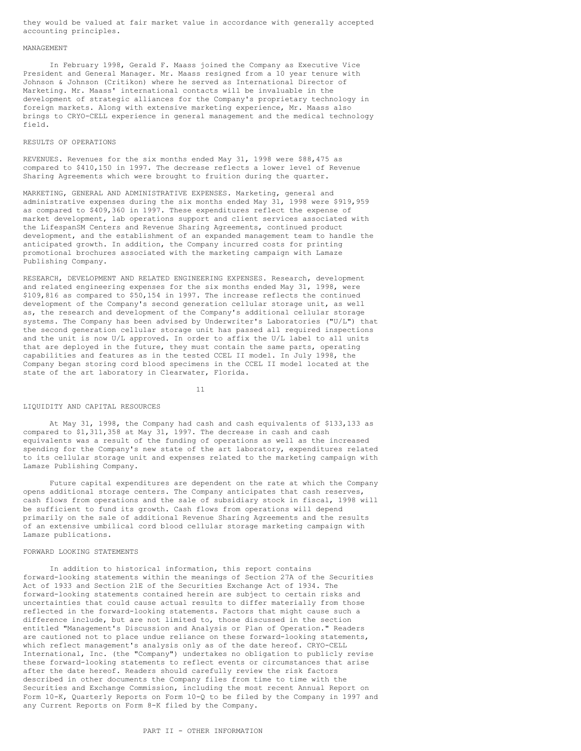they would be valued at fair market value in accordance with generally accepted accounting principles.

MANAGEMENT

In February 1998, Gerald F. Maass joined the Company as Executive Vice President and General Manager. Mr. Maass resigned from a 10 year tenure with Johnson & Johnson (Critikon) where he served as International Director of Marketing. Mr. Maass' international contacts will be invaluable in the development of strategic alliances for the Company's proprietary technology in foreign markets. Along with extensive marketing experience, Mr. Maass also brings to CRYO-CELL experience in general management and the medical technology field.

RESULTS OF OPERATIONS

REVENUES. Revenues for the six months ended May 31, 1998 were $88,475 as compared to $410,150 in 1997. The decrease reflects a lower level of Revenue Sharing Agreements which were brought to fruition during the quarter.

MARKETING, GENERAL AND ADMINISTRATIVE EXPENSES. Marketing, general and administrative expenses during the six months ended May 31, 1998 were $919,959 as compared to $409,360 in 1997. These expenditures reflect the expense of market development, lab operations support and client services associated with the LifespanSM Centers and Revenue Sharing Agreements, continued product development, and the establishment of an expanded management team to handle the anticipated growth. In addition, the Company incurred costs for printing promotional brochures associated with the marketing campaign with Lamaze Publishing Company.

RESEARCH, DEVELOPMENT AND RELATED ENGINEERING EXPENSES. Research, development and related engineering expenses for the six months ended May 31, 1998, were $109,816 as compared to $50,154 in 1997. The increase reflects the continued development of the Company's second generation cellular storage unit, as well as, the research and development of the Company's additional cellular storage systems. The Company has been advised by Underwriter's Laboratories ("U/L") that the second generation cellular storage unit has passed all required inspections and the unit is now U/L approved. In order to affix the U/L label to all units that are deployed in the future, they must contain the same parts, operating capabilities and features as in the tested CCEL II model. In July 1998, the Company began storing cord blood specimens in the CCEL II model located at the state of the art laboratory in Clearwater, Florida.

LIQUIDITY AND CAPITAL RESOURCES

At May 31, 1998, the Company had cash and cash equivalents of $133,133 as compared to $1,311,358 at May 31, 1997. The decrease in cash and cash equivalents was a result of the funding of operations as well as the increased spending for the Company's new state of the art laboratory, expenditures related to its cellular storage unit and expenses related to the marketing campaign with Lamaze Publishing Company.

Future capital expenditures are dependent on the rate at which the Company opens additional storage centers. The Company anticipates that cash reserves, cash flows from operations and the sale of subsidiary stock in fiscal, 1998 will be sufficient to fund its growth. Cash flows from operations will depend primarily on the sale of additional Revenue Sharing Agreements and the results of an extensive umbilical cord blood cellular storage marketing campaign with Lamaze publications.

FORWARD LOOKING STATEMENTS

In addition to historical information, this report contains forward-looking statements within the meanings of Section 27A of the Securities Act of 1933 and Section 21E of the Securities Exchange Act of 1934. The forward-looking statements contained herein are subject to certain risks and uncertainties that could cause actual results to differ materially from those reflected in the forward-looking statements. Factors that might cause such a difference include, but are not limited to, those discussed in the section entitled "Management's Discussion and Analysis or Plan of Operation." Readers are cautioned not to place undue reliance on these forward-looking statements, which reflect management's analysis only as of the date hereof. CRYO-CELL International, Inc. (the "Company") undertakes no obligation to publicly revise these forward-looking statements to reflect events or circumstances that arise after the date hereof. Readers should carefully review the risk factors described in other documents the Company files from time to time with the Securities and Exchange Commission, including the most recent Annual Report on Form 10-K, Quarterly Reports on Form 10-Q to be filed by the Company in 1997 and any Current Reports on Form 8-K filed by the Company.

PART II - OTHER INFORMATION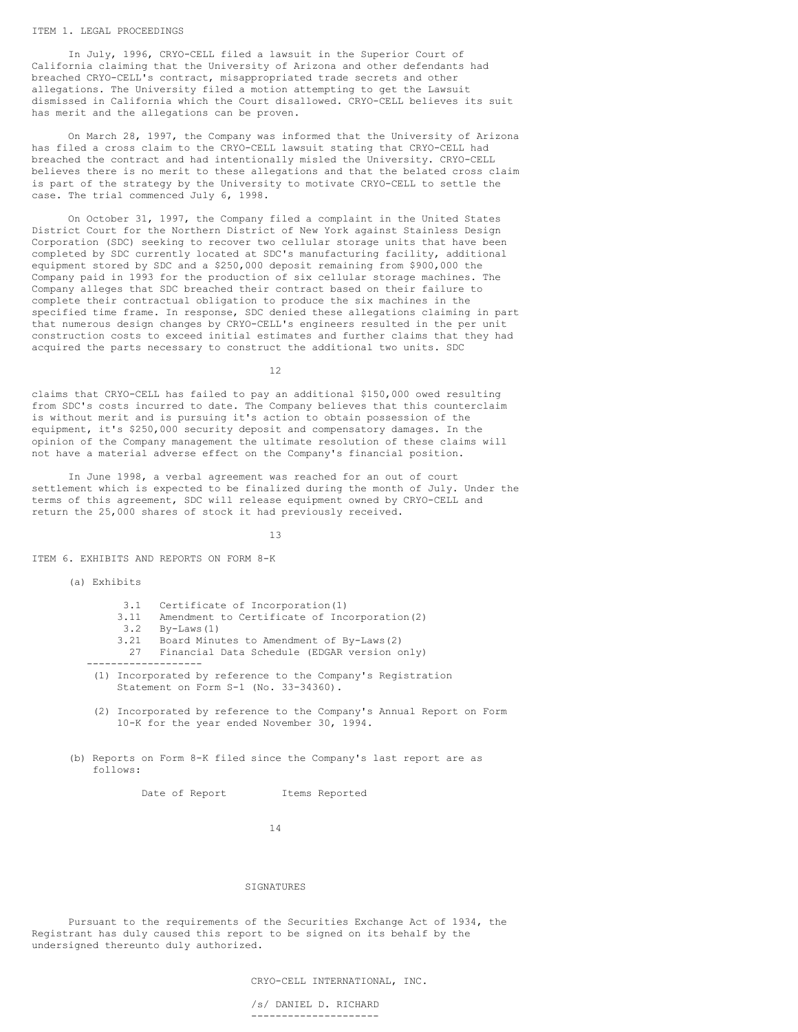## ITEM 1. LEGAL PROCEEDINGS

In July, 1996, CRYO-CELL filed a lawsuit in the Superior Court of California claiming that the University of Arizona and other defendants had breached CRYO-CELL's contract, misappropriated trade secrets and other allegations. The University filed a motion attempting to get the Lawsuit dismissed in California which the Court disallowed. CRYO-CELL believes its suit has merit and the allegations can be proven.

On March 28, 1997, the Company was informed that the University of Arizona has filed a cross claim to the CRYO-CELL lawsuit stating that CRYO-CELL had breached the contract and had intentionally misled the University. CRYO-CELL believes there is no merit to these allegations and that the belated cross claim is part of the strategy by the University to motivate CRYO-CELL to settle the case. The trial commenced July 6, 1998.

On October 31, 1997, the Company filed a complaint in the United States District Court for the Northern District of New York against Stainless Design Corporation (SDC) seeking to recover two cellular storage units that have been completed by SDC currently located at SDC's manufacturing facility, additional equipment stored by SDC and a $250,000 deposit remaining from $900,000 the Company paid in 1993 for the production of six cellular storage machines. The Company alleges that SDC breached their contract based on their failure to complete their contractual obligation to produce the six machines in the specified time frame. In response, SDC denied these allegations claiming in part that numerous design changes by CRYO-CELL's engineers resulted in the per unit construction costs to exceed initial estimates and further claims that they had acquired the parts necessary to construct the additional two units. SDC claims that CRYO-CELL has failed to pay an additional $150,000 owed resulting from SDC's costs incurred to date. The Company believes that this counterclaim is without merit and is pursuing it's action to obtain possession of the equipment, it's $250,000 security deposit and compensatory damages. In the opinion of the Company management the ultimate resolution of these claims will not have a material adverse effect on the Company's financial position.

In June 1998, a verbal agreement was reached for an out of court settlement which is expected to be finalized during the month of July. Under the terms of this agreement, SDC will release equipment owned by CRYO-CELL and return the 25,000 shares of stock it had previously received.

## ITEM 6. EXHIBITS AND REPORTS ON FORM 8-K

(a) Exhibits

| | |
|---|---|
| 3.1 | Certificate of Incorporation(1) |
| 3.11 | Amendment to Certificate of Incorporation(2) |
| 3.2 | By-Laws(1) |
| 3.21 | Board Minutes to Amendment of By-Laws(2) |
| 27 | Financial Data Schedule (EDGAR version only) |

---

(1) Incorporated by reference to the Company's Registration Statement on Form S-1 (No. 33-34360).

(2) Incorporated by reference to the Company's Annual Report on Form 10-K for the year ended November 30, 1994.

(b) Reports on Form 8-K filed since the Company's last report are as follows:

| Date of Report | Items Reported |
|---|---|

## SIGNATURES

Pursuant to the requirements of the Securities Exchange Act of 1934, the Registrant has duly caused this report to be signed on its behalf by the undersigned thereunto duly authorized.

CRYO-CELL INTERNATIONAL, INC.

/s/ DANIEL D. RICHARD

---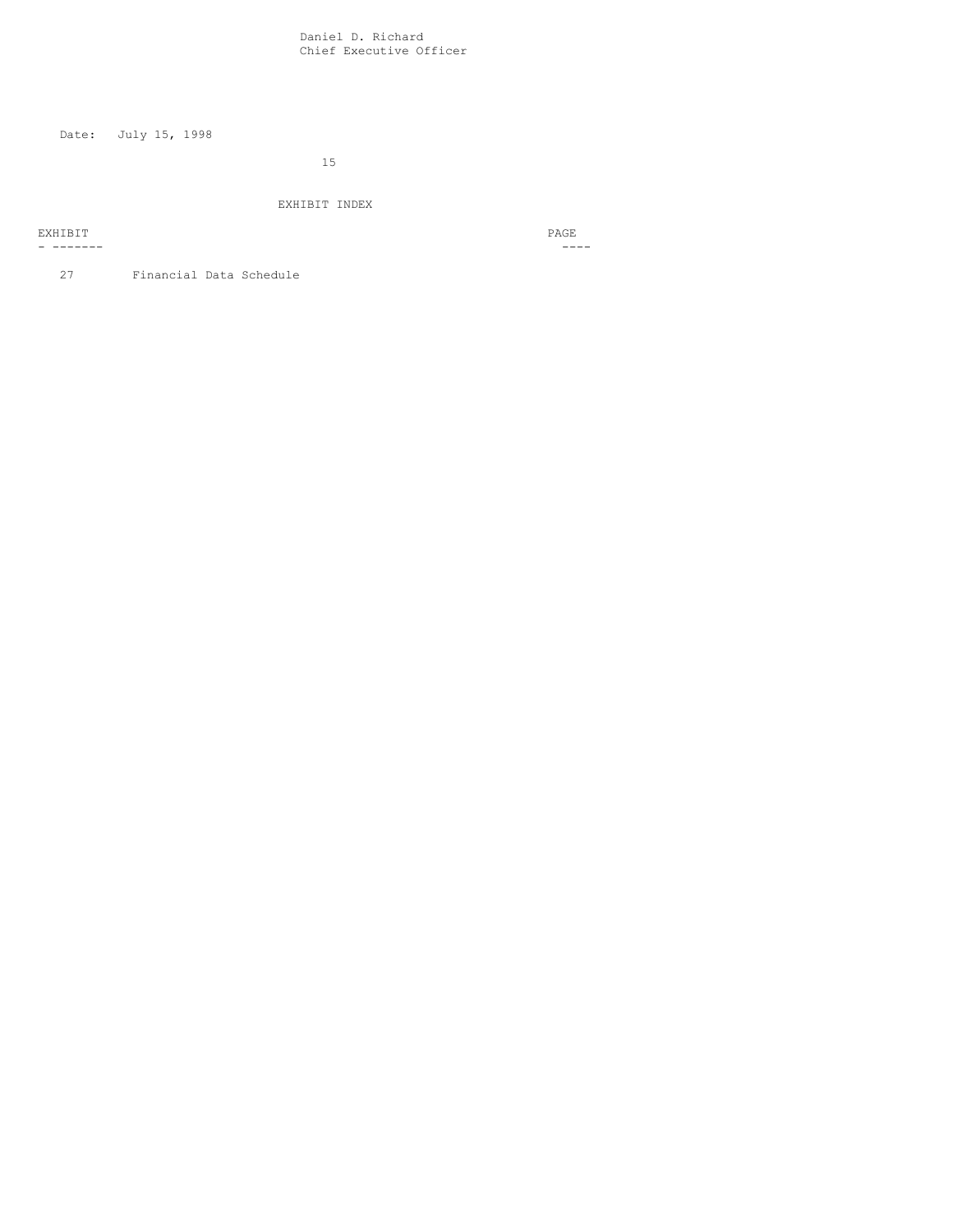Daniel D. Richard
Chief Executive Officer

Date: July 15, 1998

EXHIBIT INDEX

| EXHIBIT | | PAGE |
|---|---|---|
| 27 | Financial Data Schedule | |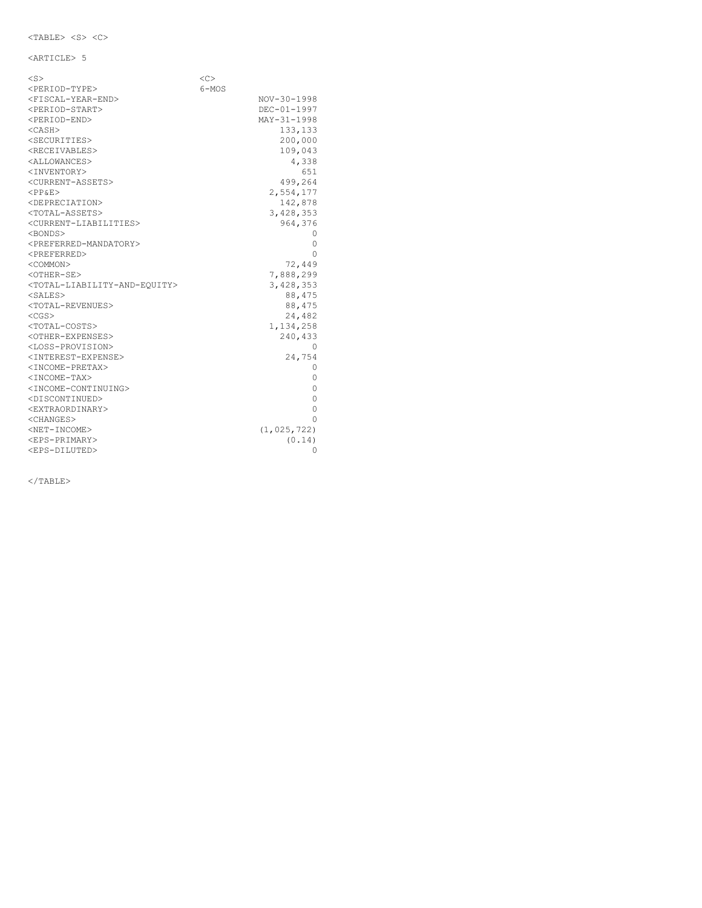<TABLE> <S> <C>

<ARTICLE> 5

| <S> | <C> |
| --- | --- |
| <PERIOD-TYPE> | 6-MOS |
| <FISCAL-YEAR-END> | NOV-30-1998 |
| <PERIOD-START> | DEC-01-1997 |
| <PERIOD-END> | MAY-31-1998 |
| <CASH> | 133,133 |
| <SECURITIES> | 200,000 |
| <RECEIVABLES> | 109,043 |
| <ALLOWANCES> | 4,338 |
| <INVENTORY> | 651 |
| <CURRENT-ASSETS> | 499,264 |
| <PP&E> | 2,554,177 |
| <DEPRECIATION> | 142,878 |
| <TOTAL-ASSETS> | 3,428,353 |
| <CURRENT-LIABILITIES> | 964,376 |
| <BONDS> | 0 |
| <PREFERRED-MANDATORY> | 0 |
| <PREFERRED> | 0 |
| <COMMON> | 72,449 |
| <OTHER-SE> | 7,888,299 |
| <TOTAL-LIABILITY-AND-EQUITY> | 3,428,353 |
| <SALES> | 88,475 |
| <TOTAL-REVENUES> | 88,475 |
| <CGS> | 24,482 |
| <TOTAL-COSTS> | 1,134,258 |
| <OTHER-EXPENSES> | 240,433 |
| <LOSS-PROVISION> | 0 |
| <INTEREST-EXPENSE> | 24,754 |
| <INCOME-PRETAX> | 0 |
| <INCOME-TAX> | 0 |
| <INCOME-CONTINUING> | 0 |
| <DISCONTINUED> | 0 |
| <EXTRAORDINARY> | 0 |
| <CHANGES> | 0 |
| <NET-INCOME> | (1,025,722) |
| <EPS-PRIMARY> | (0.14) |
| <EPS-DILUTED> | 0 |

</TABLE>